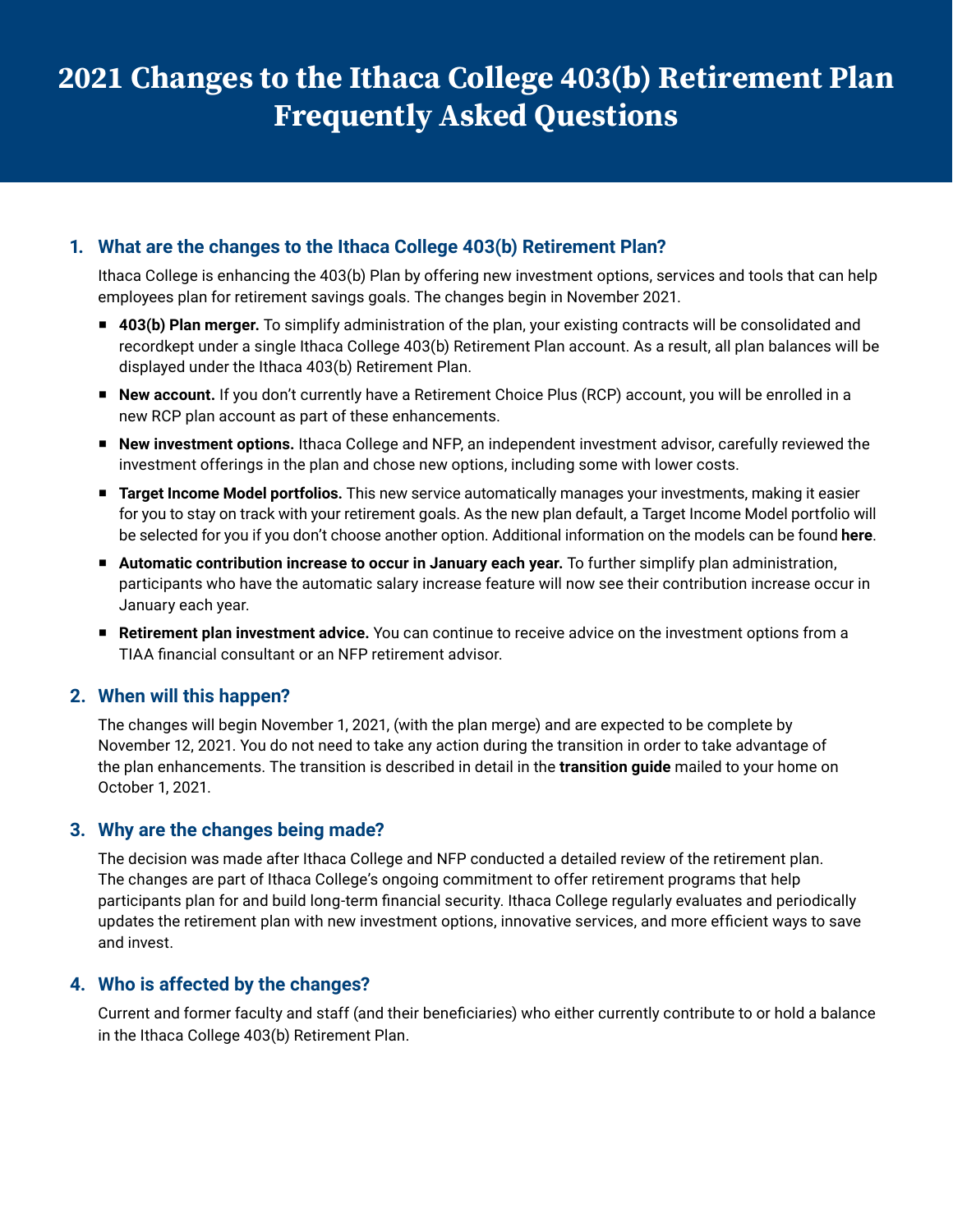# 2021 Changes to the Ithaca College 403(b) Retirement Plan Frequently Asked Questions

## 1. What are the changes to the Ithaca College 403(b) Retirement Plan?

Ithaca College is enhancing the 403(b) Plan by offering new investment options, services and tools that can help employees plan for retirement savings goals. The changes begin in November 2021.

- **403(b) Plan merger.** To simplify administration of the plan, your existing contracts will be consolidated and recordkept under a single Ithaca College 403(b) Retirement Plan account. As a result, all plan balances will be displayed under the Ithaca 403(b) Retirement Plan.
- **New account.** If you don't currently have a Retirement Choice Plus (RCP) account, you will be enrolled in a new RCP plan account as part of these enhancements.
- **New investment options.** Ithaca College and NFP, an independent investment advisor, carefully reviewed the investment offerings in the plan and chose new options, including some with lower costs.
- **Target Income Model portfolios.** This new service automatically manages your investments, making it easier for you to stay on track with your retirement goals. As the new plan default, a Target Income Model portfolio will be selected for you if you don't choose another option. Additional information on the models can be found **here**.
- **Automatic contribution increase to occur in January each year.** To further simplify plan administration, participants who have the automatic salary increase feature will now see their contribution increase occur in January each year.
- **Retirement plan investment advice.** You can continue to receive advice on the investment options from a TIAA financial consultant or an NFP retirement advisor.

## 2. When will this happen?

The changes will begin November 1, 2021, (with the plan merge) and are expected to be complete by November 12, 2021. You do not need to take any action during the transition in order to take advantage of the plan enhancements. The transition is described in detail in the **transition guide** mailed to your home on October 1, 2021.

## 3. Why are the changes being made?

The decision was made after Ithaca College and NFP conducted a detailed review of the retirement plan. The changes are part of Ithaca College's ongoing commitment to offer retirement programs that help participants plan for and build long-term financial security. Ithaca College regularly evaluates and periodically updates the retirement plan with new investment options, innovative services, and more efficient ways to save and invest.

## 4. Who is affected by the changes?

Current and former faculty and staff (and their beneficiaries) who either currently contribute to or hold a balance in the Ithaca College 403(b) Retirement Plan.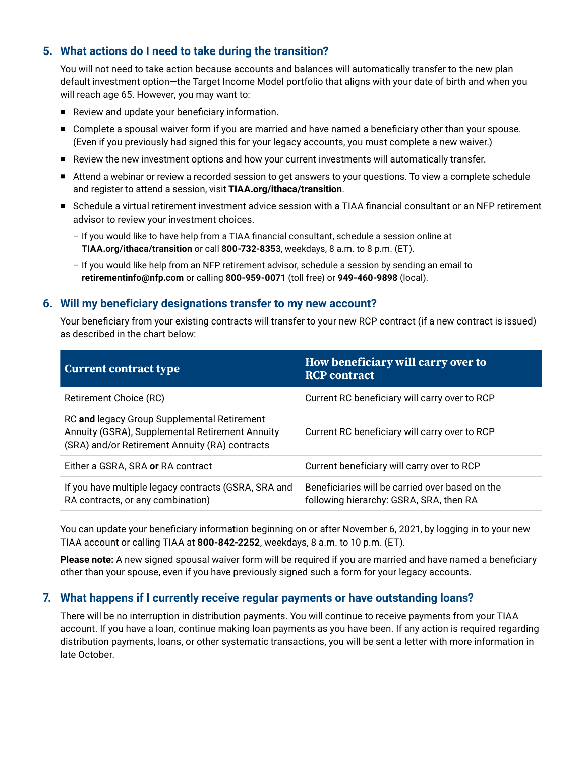## 5. What actions do I need to take during the transition?

You will not need to take action because accounts and balances will automatically transfer to the new plan default investment option—the Target Income Model portfolio that aligns with your date of birth and when you will reach age 65. However, you may want to:

- Review and update your beneficiary information.
- Complete a spousal waiver form if you are married and have named a beneficiary other than your spouse. (Even if you previously had signed this for your legacy accounts, you must complete a new waiver.)
- Review the new investment options and how your current investments will automatically transfer.
- Attend a webinar or review a recorded session to get answers to your questions. To view a complete schedule and register to attend a session, visit **TIAA.org/ithaca/transition**.
- Schedule a virtual retirement investment advice session with a TIAA financial consultant or an NFP retirement advisor to review your investment choices.
  - If you would like to have help from a TIAA financial consultant, schedule a session online at **TIAA.org/ithaca/transition** or call **800-732-8353**, weekdays, 8 a.m. to 8 p.m. (ET).
  - If you would like help from an NFP retirement advisor, schedule a session by sending an email to **retirementinfo@nfp.com** or calling **800-959-0071** (toll free) or **949-460-9898** (local).

## 6. Will my beneficiary designations transfer to my new account?

Your beneficiary from your existing contracts will transfer to your new RCP contract (if a new contract is issued) as described in the chart below:

| Current contract type | How beneficiary will carry over to RCP contract |
| --- | --- |
| Retirement Choice (RC) | Current RC beneficiary will carry over to RCP |
| RC **and** legacy Group Supplemental Retirement Annuity (GSRA), Supplemental Retirement Annuity (SRA) and/or Retirement Annuity (RA) contracts | Current RC beneficiary will carry over to RCP |
| Either a GSRA, SRA **or** RA contract | Current beneficiary will carry over to RCP |
| If you have multiple legacy contracts (GSRA, SRA and RA contracts, or any combination) | Beneficiaries will be carried over based on the following hierarchy: GSRA, SRA, then RA |

You can update your beneficiary information beginning on or after November 6, 2021, by logging in to your new TIAA account or calling TIAA at **800-842-2252**, weekdays, 8 a.m. to 10 p.m. (ET).

**Please note:** A new signed spousal waiver form will be required if you are married and have named a beneficiary other than your spouse, even if you have previously signed such a form for your legacy accounts.

## 7. What happens if I currently receive regular payments or have outstanding loans?

There will be no interruption in distribution payments. You will continue to receive payments from your TIAA account. If you have a loan, continue making loan payments as you have been. If any action is required regarding distribution payments, loans, or other systematic transactions, you will be sent a letter with more information in late October.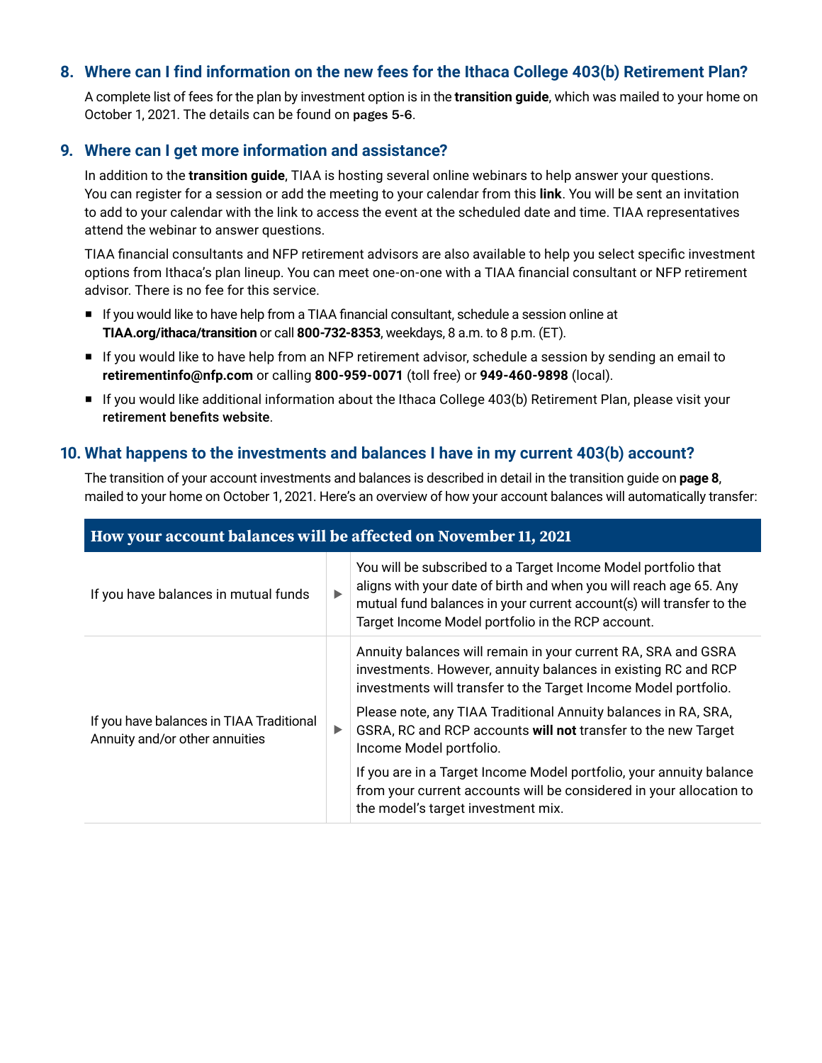## 8. Where can I find information on the new fees for the Ithaca College 403(b) Retirement Plan?

A complete list of fees for the plan by investment option is in the **transition guide**, which was mailed to your home on October 1, 2021. The details can be found on **pages 5-6**.

## 9. Where can I get more information and assistance?

In addition to the **transition guide**, TIAA is hosting several online webinars to help answer your questions. You can register for a session or add the meeting to your calendar from this **link**. You will be sent an invitation to add to your calendar with the link to access the event at the scheduled date and time. TIAA representatives attend the webinar to answer questions.

TIAA financial consultants and NFP retirement advisors are also available to help you select specific investment options from Ithaca's plan lineup. You can meet one-on-one with a TIAA financial consultant or NFP retirement advisor. There is no fee for this service.

- If you would like to have help from a TIAA financial consultant, schedule a session online at **TIAA.org/ithaca/transition** or call **800-732-8353**, weekdays, 8 a.m. to 8 p.m. (ET).
- If you would like to have help from an NFP retirement advisor, schedule a session by sending an email to **retirementinfo@nfp.com** or calling **800-959-0071** (toll free) or **949-460-9898** (local).
- If you would like additional information about the Ithaca College 403(b) Retirement Plan, please visit your **retirement benefits website**.

## 10. What happens to the investments and balances I have in my current 403(b) account?

The transition of your account investments and balances is described in detail in the transition guide on **page 8**, mailed to your home on October 1, 2021. Here's an overview of how your account balances will automatically transfer:

| How your account balances will be affected on November 11, 2021 | | |
|---|---|---|
| If you have balances in mutual funds | ▶ | You will be subscribed to a Target Income Model portfolio that aligns with your date of birth and when you will reach age 65. Any mutual fund balances in your current account(s) will transfer to the Target Income Model portfolio in the RCP account. |
| If you have balances in TIAA Traditional Annuity and/or other annuities | ▶ | Annuity balances will remain in your current RA, SRA and GSRA investments. However, annuity balances in existing RC and RCP investments will transfer to the Target Income Model portfolio.<br><br>Please note, any TIAA Traditional Annuity balances in RA, SRA, GSRA, RC and RCP accounts **will not** transfer to the new Target Income Model portfolio.<br><br>If you are in a Target Income Model portfolio, your annuity balance from your current accounts will be considered in your allocation to the model's target investment mix. |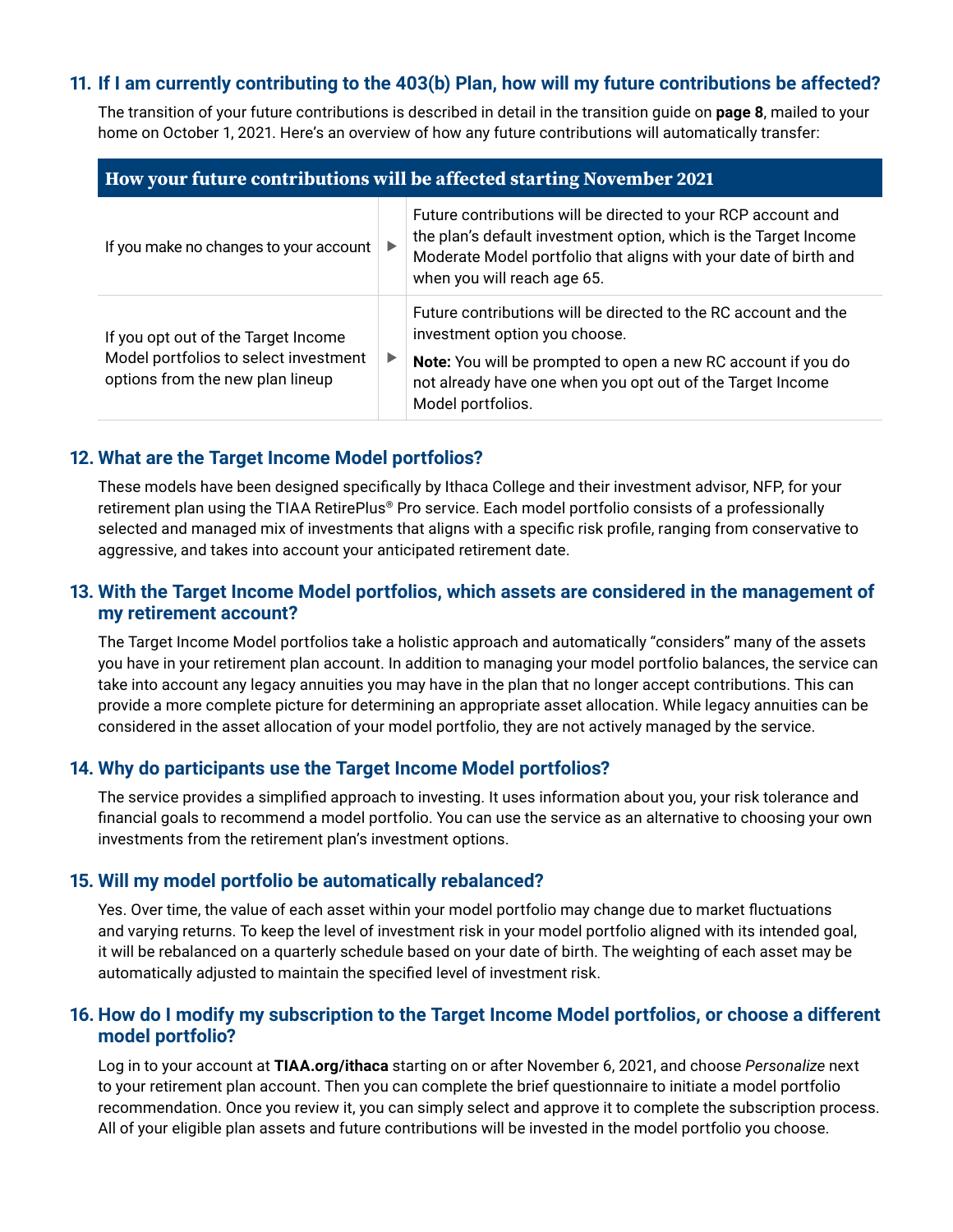### 11. If I am currently contributing to the 403(b) Plan, how will my future contributions be affected?

The transition of your future contributions is described in detail in the transition guide on **page 8**, mailed to your home on October 1, 2021. Here's an overview of how any future contributions will automatically transfer:

| How your future contributions will be affected starting November 2021 | | |
|---|---|---|
| If you make no changes to your account | ▶ | Future contributions will be directed to your RCP account and the plan's default investment option, which is the Target Income Moderate Model portfolio that aligns with your date of birth and when you will reach age 65. |
| If you opt out of the Target Income Model portfolios to select investment options from the new plan lineup | ▶ | Future contributions will be directed to the RC account and the investment option you choose.<br><br>**Note:** You will be prompted to open a new RC account if you do not already have one when you opt out of the Target Income Model portfolios. |

### 12. What are the Target Income Model portfolios?

These models have been designed specifically by Ithaca College and their investment advisor, NFP, for your retirement plan using the TIAA RetirePlus® Pro service. Each model portfolio consists of a professionally selected and managed mix of investments that aligns with a specific risk profile, ranging from conservative to aggressive, and takes into account your anticipated retirement date.

### 13. With the Target Income Model portfolios, which assets are considered in the management of my retirement account?

The Target Income Model portfolios take a holistic approach and automatically "considers" many of the assets you have in your retirement plan account. In addition to managing your model portfolio balances, the service can take into account any legacy annuities you may have in the plan that no longer accept contributions. This can provide a more complete picture for determining an appropriate asset allocation. While legacy annuities can be considered in the asset allocation of your model portfolio, they are not actively managed by the service.

### 14. Why do participants use the Target Income Model portfolios?

The service provides a simplified approach to investing. It uses information about you, your risk tolerance and financial goals to recommend a model portfolio. You can use the service as an alternative to choosing your own investments from the retirement plan's investment options.

### 15. Will my model portfolio be automatically rebalanced?

Yes. Over time, the value of each asset within your model portfolio may change due to market fluctuations and varying returns. To keep the level of investment risk in your model portfolio aligned with its intended goal, it will be rebalanced on a quarterly schedule based on your date of birth. The weighting of each asset may be automatically adjusted to maintain the specified level of investment risk.

### 16. How do I modify my subscription to the Target Income Model portfolios, or choose a different model portfolio?

Log in to your account at **TIAA.org/ithaca** starting on or after November 6, 2021, and choose *Personalize* next to your retirement plan account. Then you can complete the brief questionnaire to initiate a model portfolio recommendation. Once you review it, you can simply select and approve it to complete the subscription process. All of your eligible plan assets and future contributions will be invested in the model portfolio you choose.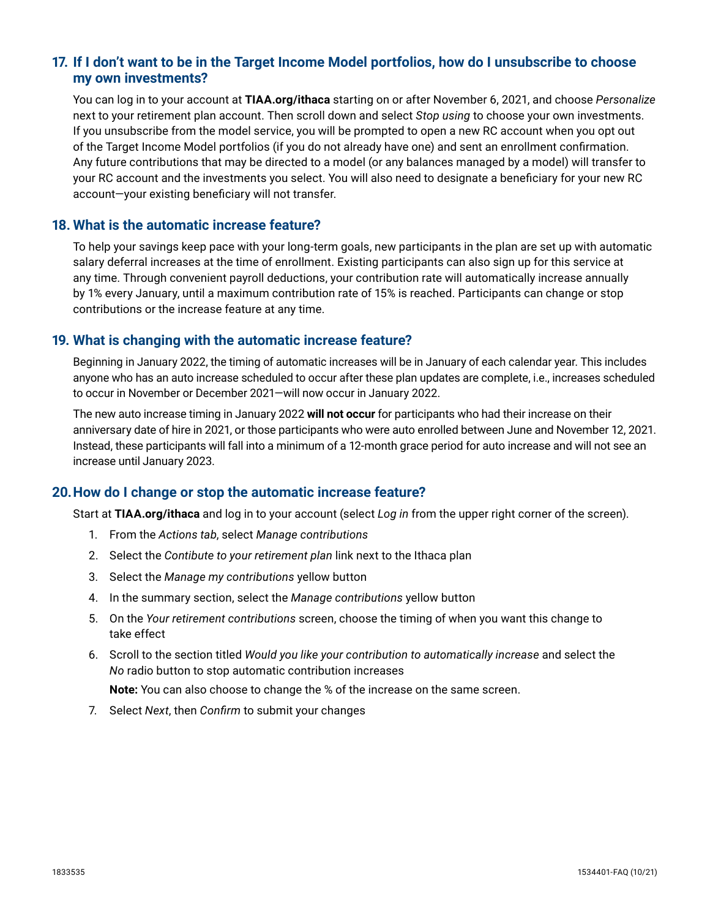## 17. If I don't want to be in the Target Income Model portfolios, how do I unsubscribe to choose my own investments?

You can log in to your account at **TIAA.org/ithaca** starting on or after November 6, 2021, and choose *Personalize* next to your retirement plan account. Then scroll down and select *Stop using* to choose your own investments. If you unsubscribe from the model service, you will be prompted to open a new RC account when you opt out of the Target Income Model portfolios (if you do not already have one) and sent an enrollment confirmation. Any future contributions that may be directed to a model (or any balances managed by a model) will transfer to your RC account and the investments you select. You will also need to designate a beneficiary for your new RC account—your existing beneficiary will not transfer.

## 18. What is the automatic increase feature?

To help your savings keep pace with your long-term goals, new participants in the plan are set up with automatic salary deferral increases at the time of enrollment. Existing participants can also sign up for this service at any time. Through convenient payroll deductions, your contribution rate will automatically increase annually by 1% every January, until a maximum contribution rate of 15% is reached. Participants can change or stop contributions or the increase feature at any time.

## 19. What is changing with the automatic increase feature?

Beginning in January 2022, the timing of automatic increases will be in January of each calendar year. This includes anyone who has an auto increase scheduled to occur after these plan updates are complete, i.e., increases scheduled to occur in November or December 2021—will now occur in January 2022.

The new auto increase timing in January 2022 **will not occur** for participants who had their increase on their anniversary date of hire in 2021, or those participants who were auto enrolled between June and November 12, 2021. Instead, these participants will fall into a minimum of a 12-month grace period for auto increase and will not see an increase until January 2023.

## 20. How do I change or stop the automatic increase feature?

Start at **TIAA.org/ithaca** and log in to your account (select *Log in* from the upper right corner of the screen).

1. From the *Actions tab*, select *Manage contributions*
2. Select the *Contibute to your retirement plan* link next to the Ithaca plan
3. Select the *Manage my contributions* yellow button
4. In the summary section, select the *Manage contributions* yellow button
5. On the *Your retirement contributions* screen, choose the timing of when you want this change to take effect
6. Scroll to the section titled *Would you like your contribution to automatically increase* and select the *No* radio button to stop automatic contribution increases

   **Note:** You can also choose to change the % of the increase on the same screen.
7. Select *Next*, then *Confirm* to submit your changes

1833535

1534401-FAQ (10/21)